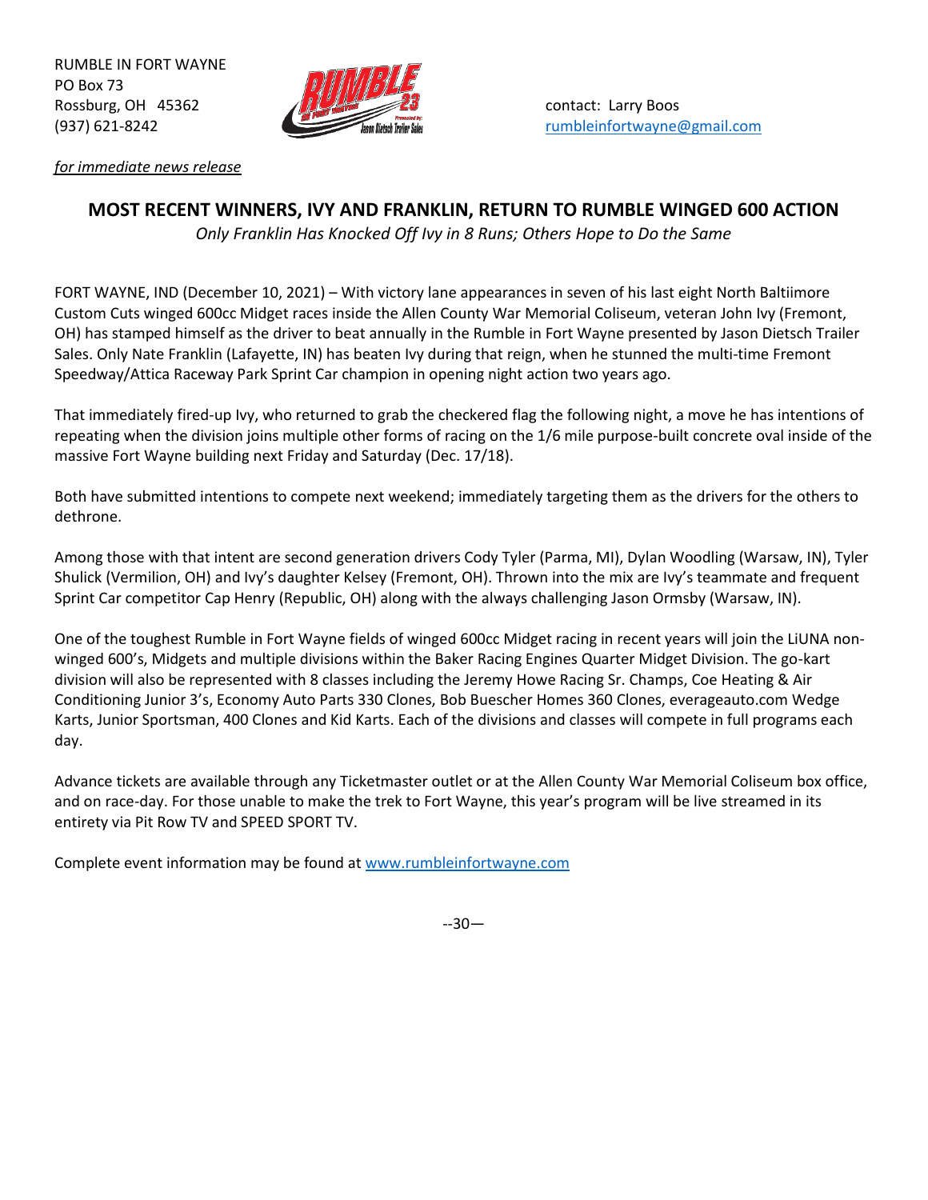RUMBLE IN FORT WAYNE
PO Box 73
Rossburg, OH 45362
(937) 621-8242

contact: Larry Boos
rumbleinfortwayne@gmail.com

*for immediate news release*

## MOST RECENT WINNERS, IVY AND FRANKLIN, RETURN TO RUMBLE WINGED 600 ACTION

*Only Franklin Has Knocked Off Ivy in 8 Runs; Others Hope to Do the Same*

FORT WAYNE, IND (December 10, 2021) – With victory lane appearances in seven of his last eight North Baltiimore Custom Cuts winged 600cc Midget races inside the Allen County War Memorial Coliseum, veteran John Ivy (Fremont, OH) has stamped himself as the driver to beat annually in the Rumble in Fort Wayne presented by Jason Dietsch Trailer Sales. Only Nate Franklin (Lafayette, IN) has beaten Ivy during that reign, when he stunned the multi-time Fremont Speedway/Attica Raceway Park Sprint Car champion in opening night action two years ago.

That immediately fired-up Ivy, who returned to grab the checkered flag the following night, a move he has intentions of repeating when the division joins multiple other forms of racing on the 1/6 mile purpose-built concrete oval inside of the massive Fort Wayne building next Friday and Saturday (Dec. 17/18).

Both have submitted intentions to compete next weekend; immediately targeting them as the drivers for the others to dethrone.

Among those with that intent are second generation drivers Cody Tyler (Parma, MI), Dylan Woodling (Warsaw, IN), Tyler Shulick (Vermilion, OH) and Ivy's daughter Kelsey (Fremont, OH). Thrown into the mix are Ivy's teammate and frequent Sprint Car competitor Cap Henry (Republic, OH) along with the always challenging Jason Ormsby (Warsaw, IN).

One of the toughest Rumble in Fort Wayne fields of winged 600cc Midget racing in recent years will join the LiUNA non-winged 600's, Midgets and multiple divisions within the Baker Racing Engines Quarter Midget Division. The go-kart division will also be represented with 8 classes including the Jeremy Howe Racing Sr. Champs, Coe Heating & Air Conditioning Junior 3's, Economy Auto Parts 330 Clones, Bob Buescher Homes 360 Clones, everageauto.com Wedge Karts, Junior Sportsman, 400 Clones and Kid Karts. Each of the divisions and classes will compete in full programs each day.

Advance tickets are available through any Ticketmaster outlet or at the Allen County War Memorial Coliseum box office, and on race-day. For those unable to make the trek to Fort Wayne, this year's program will be live streamed in its entirety via Pit Row TV and SPEED SPORT TV.

Complete event information may be found at www.rumbleinfortwayne.com

--30—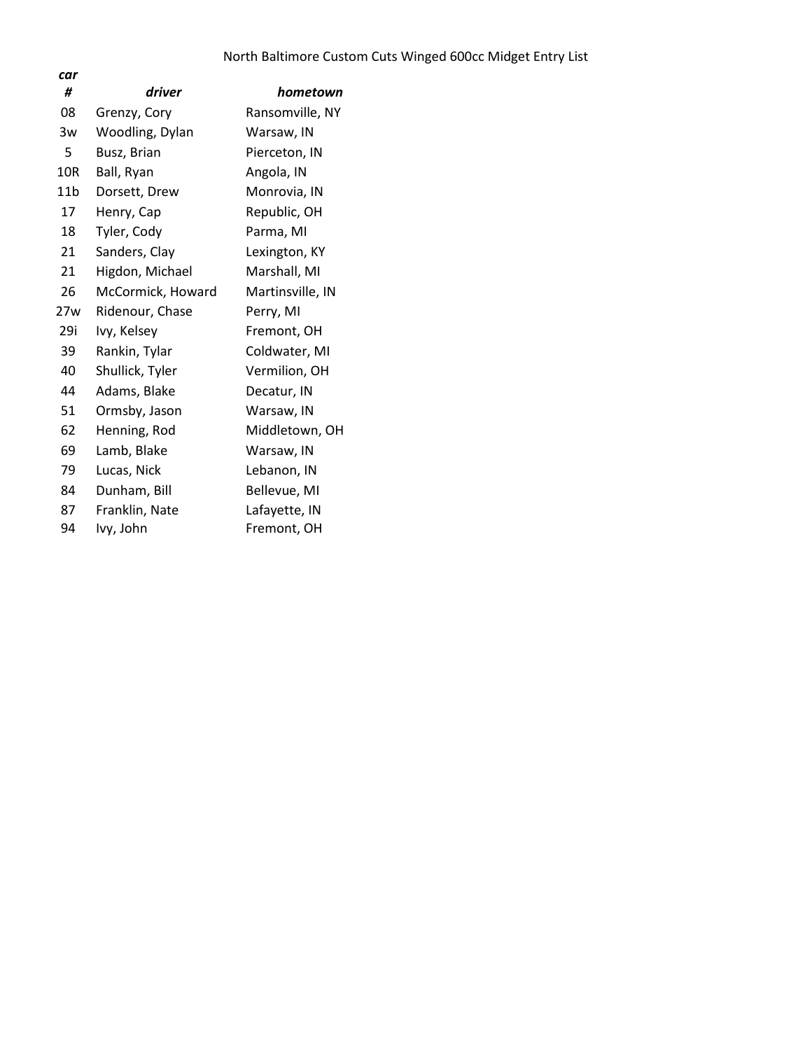North Baltimore Custom Cuts Winged 600cc Midget Entry List

| *car #* | *driver* | *hometown* |
|---|---|---|
| 08 | Grenzy, Cory | Ransomville, NY |
| 3w | Woodling, Dylan | Warsaw, IN |
| 5 | Busz, Brian | Pierceton, IN |
| 10R | Ball, Ryan | Angola, IN |
| 11b | Dorsett, Drew | Monrovia, IN |
| 17 | Henry, Cap | Republic, OH |
| 18 | Tyler, Cody | Parma, MI |
| 21 | Sanders, Clay | Lexington, KY |
| 21 | Higdon, Michael | Marshall, MI |
| 26 | McCormick, Howard | Martinsville, IN |
| 27w | Ridenour, Chase | Perry, MI |
| 29i | Ivy, Kelsey | Fremont, OH |
| 39 | Rankin, Tylar | Coldwater, MI |
| 40 | Shullick, Tyler | Vermilion, OH |
| 44 | Adams, Blake | Decatur, IN |
| 51 | Ormsby, Jason | Warsaw, IN |
| 62 | Henning, Rod | Middletown, OH |
| 69 | Lamb, Blake | Warsaw, IN |
| 79 | Lucas, Nick | Lebanon, IN |
| 84 | Dunham, Bill | Bellevue, MI |
| 87 | Franklin, Nate | Lafayette, IN |
| 94 | Ivy, John | Fremont, OH |